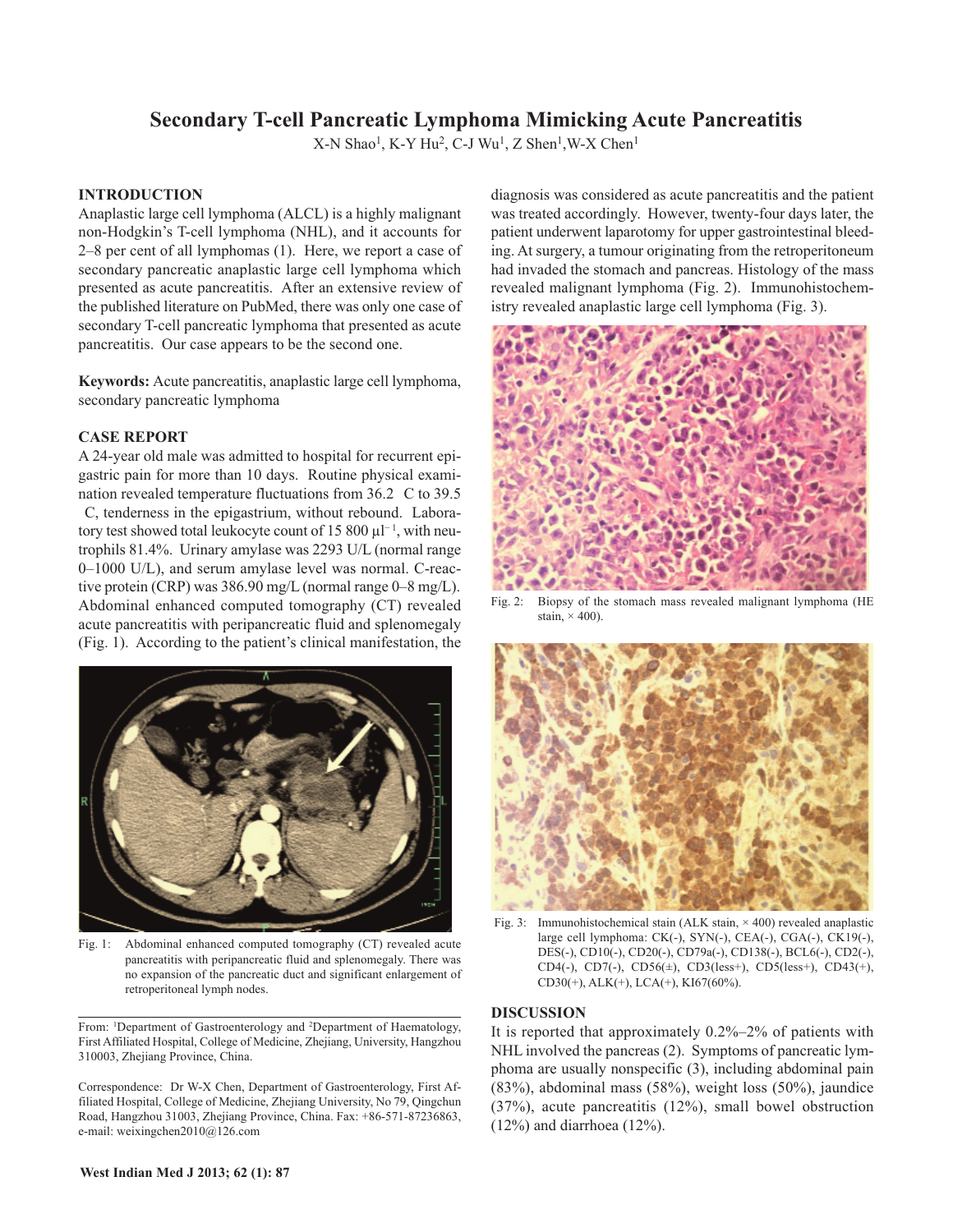# Secondary T-cell Pancreatic Lymphoma Mimicking Acute Pancreatitis

X-N Shao[1], K-Y Hu[2], C-J Wu[1], Z Shen[1], W-X Chen[1]

## INTRODUCTION

Anaplastic large cell lymphoma (ALCL) is a highly malignant non-Hodgkin's T-cell lymphoma (NHL), and it accounts for 2–8 per cent of all lymphomas (1). Here, we report a case of secondary pancreatic anaplastic large cell lymphoma which presented as acute pancreatitis. After an extensive review of the published literature on PubMed, there was only one case of secondary T-cell pancreatic lymphoma that presented as acute pancreatitis. Our case appears to be the second one.

**Keywords:** Acute pancreatitis, anaplastic large cell lymphoma, secondary pancreatic lymphoma

## CASE REPORT

A 24-year old male was admitted to hospital for recurrent epigastric pain for more than 10 days. Routine physical examination revealed temperature fluctuations from 36.2 C to 39.5 C, tenderness in the epigastrium, without rebound. Laboratory test showed total leukocyte count of 15 800 $\mu l^{-1}$, with neutrophils 81.4%. Urinary amylase was 2293 U/L (normal range 0–1000 U/L), and serum amylase level was normal. C-reactive protein (CRP) was 386.90 mg/L (normal range 0–8 mg/L). Abdominal enhanced computed tomography (CT) revealed acute pancreatitis with peripancreatic fluid and splenomegaly (Fig. 1). According to the patient's clinical manifestation, the diagnosis was considered as acute pancreatitis and the patient was treated accordingly. However, twenty-four days later, the patient underwent laparotomy for upper gastrointestinal bleeding. At surgery, a tumour originating from the retroperitoneum had invaded the stomach and pancreas. Histology of the mass revealed malignant lymphoma (Fig. 2). Immunohistochemistry revealed anaplastic large cell lymphoma (Fig. 3).

Fig. 1: Abdominal enhanced computed tomography (CT) revealed acute pancreatitis with peripancreatic fluid and splenomegaly. There was no expansion of the pancreatic duct and significant enlargement of retroperitoneal lymph nodes.

Fig. 2: Biopsy of the stomach mass revealed malignant lymphoma (HE stain, × 400).

Fig. 3: Immunohistochemical stain (ALK stain, × 400) revealed anaplastic large cell lymphoma: CK(-), SYN(-), CEA(-), CGA(-), CK19(-), DES(-), CD10(-), CD20(-), CD79a(-), CD138(-), BCL6(-), CD2(-), CD4(-), CD7(-), CD56(±), CD3(less+), CD5(less+), CD43(+), CD30(+), ALK(+), LCA(+), KI67(60%).

From: [1]Department of Gastroenterology and [2]Department of Haematology, First Affiliated Hospital, College of Medicine, Zhejiang, University, Hangzhou 310003, Zhejiang Province, China.

Correspondence: Dr W-X Chen, Department of Gastroenterology, First Affiliated Hospital, College of Medicine, Zhejiang University, No 79, Qingchun Road, Hangzhou 31003, Zhejiang Province, China. Fax: +86-571-87236863, e-mail: weixingchen2010@126.com

## DISCUSSION

It is reported that approximately 0.2%–2% of patients with NHL involved the pancreas (2). Symptoms of pancreatic lymphoma are usually nonspecific (3), including abdominal pain (83%), abdominal mass (58%), weight loss (50%), jaundice (37%), acute pancreatitis (12%), small bowel obstruction (12%) and diarrhoea (12%).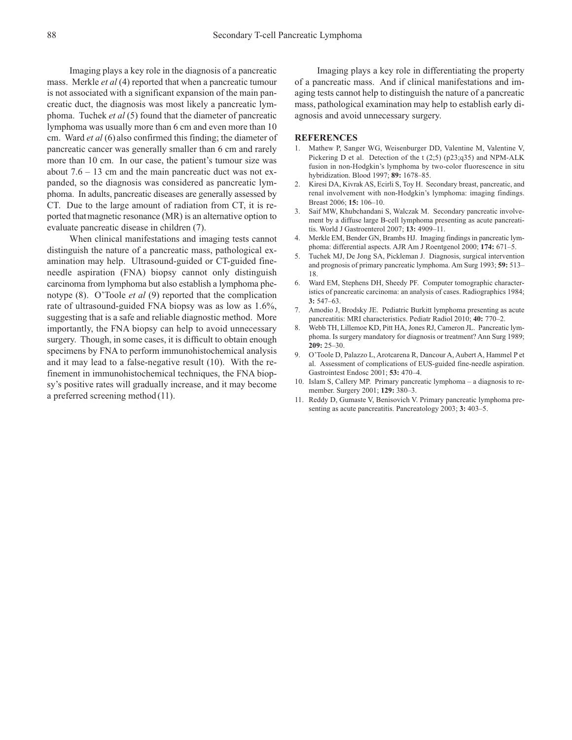Imaging plays a key role in the diagnosis of a pancreatic mass. Merkle *et al* (4) reported that when a pancreatic tumour is not associated with a significant expansion of the main pancreatic duct, the diagnosis was most likely a pancreatic lymphoma. Tuchek *et al* (5) found that the diameter of pancreatic lymphoma was usually more than 6 cm and even more than 10 cm. Ward *et al* (6) also confirmed this finding; the diameter of pancreatic cancer was generally smaller than 6 cm and rarely more than 10 cm. In our case, the patient's tumour size was about 7.6 – 13 cm and the main pancreatic duct was not expanded, so the diagnosis was considered as pancreatic lymphoma. In adults, pancreatic diseases are generally assessed by CT. Due to the large amount of radiation from CT, it is reported that magnetic resonance (MR) is an alternative option to evaluate pancreatic disease in children (7).

When clinical manifestations and imaging tests cannot distinguish the nature of a pancreatic mass, pathological examination may help. Ultrasound-guided or CT-guided fine-needle aspiration (FNA) biopsy cannot only distinguish carcinoma from lymphoma but also establish a lymphoma phenotype (8). O'Toole *et al* (9) reported that the complication rate of ultrasound-guided FNA biopsy was as low as 1.6%, suggesting that is a safe and reliable diagnostic method. More importantly, the FNA biopsy can help to avoid unnecessary surgery. Though, in some cases, it is difficult to obtain enough specimens by FNA to perform immunohistochemical analysis and it may lead to a false-negative result (10). With the refinement in immunohistochemical techniques, the FNA biopsy's positive rates will gradually increase, and it may become a preferred screening method (11).

Imaging plays a key role in differentiating the property of a pancreatic mass. And if clinical manifestations and imaging tests cannot help to distinguish the nature of a pancreatic mass, pathological examination may help to establish early diagnosis and avoid unnecessary surgery.

## REFERENCES

1. Mathew P, Sanger WG, Weisenburger DD, Valentine M, Valentine V, Pickering D et al. Detection of the t (2;5) (p23;q35) and NPM-ALK fusion in non-Hodgkin's lymphoma by two-color fluorescence in situ hybridization. Blood 1997; **89:** 1678–85.
2. Kiresi DA, Kivrak AS, Ecirli S, Toy H. Secondary breast, pancreatic, and renal involvement with non-Hodgkin's lymphoma: imaging findings. Breast 2006; **15:** 106–10.
3. Saif MW, Khubchandani S, Walczak M. Secondary pancreatic involvement by a diffuse large B-cell lymphoma presenting as acute pancreatitis. World J Gastroenterol 2007; **13:** 4909–11.
4. Merkle EM, Bender GN, Brambs HJ. Imaging findings in pancreatic lymphoma: differential aspects. AJR Am J Roentgenol 2000; **174:** 671–5.
5. Tuchek MJ, De Jong SA, Pickleman J. Diagnosis, surgical intervention and prognosis of primary pancreatic lymphoma. Am Surg 1993; **59:** 513–18.
6. Ward EM, Stephens DH, Sheedy PF. Computer tomographic characteristics of pancreatic carcinoma: an analysis of cases. Radiographics 1984; **3:** 547–63.
7. Amodio J, Brodsky JE. Pediatric Burkitt lymphoma presenting as acute pancreatitis: MRI characteristics. Pediatr Radiol 2010; **40:** 770–2.
8. Webb TH, Lillemoe KD, Pitt HA, Jones RJ, Cameron JL. Pancreatic lymphoma. Is surgery mandatory for diagnosis or treatment? Ann Surg 1989; **209:** 25–30.
9. O'Toole D, Palazzo L, Arotcarena R, Dancour A, Aubert A, Hammel P et al. Assessment of complications of EUS-guided fine-needle aspiration. Gastrointest Endosc 2001; **53:** 470–4.
10. Islam S, Callery MP. Primary pancreatic lymphoma – a diagnosis to remember. Surgery 2001; **129:** 380–3.
11. Reddy D, Gumaste V, Benisovich V. Primary pancreatic lymphoma presenting as acute pancreatitis. Pancreatology 2003; **3:** 403–5.